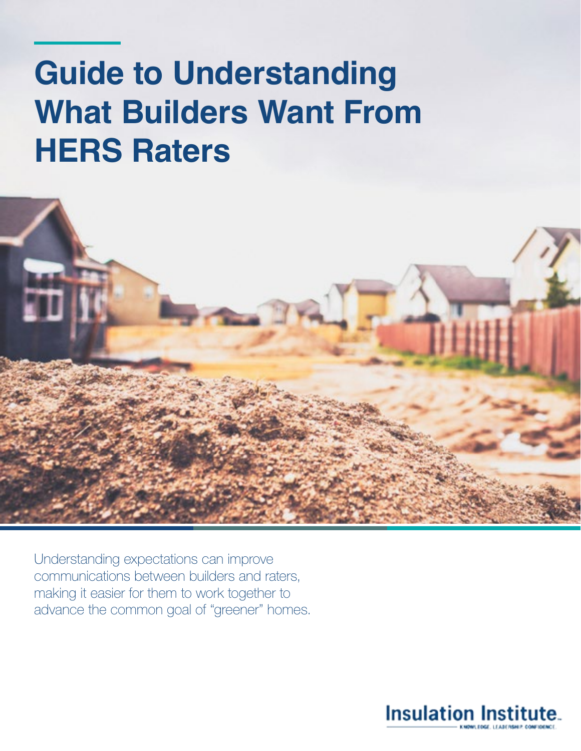# Guide to Understanding What Builders Want From HERS Raters

Understanding expectations can improve communications between builders and raters, making it easier for them to work together to advance the common goal of "greener" homes.

Insulation Institute
KNOWLEDGE. LEADERSHIP. CONFIDENCE.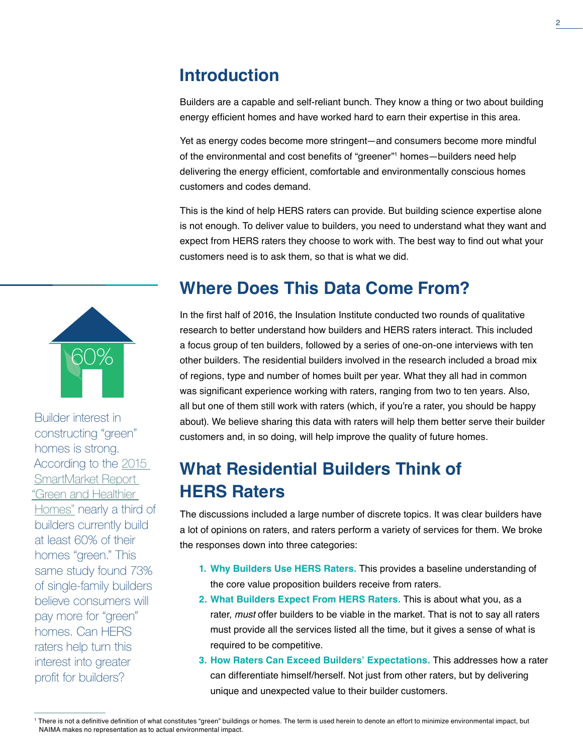## Introduction

Builders are a capable and self-reliant bunch. They know a thing or two about building energy efficient homes and have worked hard to earn their expertise in this area.

Yet as energy codes become more stringent—and consumers become more mindful of the environmental and cost benefits of "greener"[1] homes—builders need help delivering the energy efficient, comfortable and environmentally conscious homes customers and codes demand.

This is the kind of help HERS raters can provide. But building science expertise alone is not enough. To deliver value to builders, you need to understand what they want and expect from HERS raters they choose to work with. The best way to find out what your customers need is to ask them, so that is what we did.

60%

Builder interest in constructing "green" homes is strong. According to the 2015 SmartMarket Report "Green and Healthier Homes" nearly a third of builders currently build at least 60% of their homes "green." This same study found 73% of single-family builders believe consumers will pay more for "green" homes. Can HERS raters help turn this interest into greater profit for builders?

## Where Does This Data Come From?

In the first half of 2016, the Insulation Institute conducted two rounds of qualitative research to better understand how builders and HERS raters interact. This included a focus group of ten builders, followed by a series of one-on-one interviews with ten other builders. The residential builders involved in the research included a broad mix of regions, type and number of homes built per year. What they all had in common was significant experience working with raters, ranging from two to ten years. Also, all but one of them still work with raters (which, if you're a rater, you should be happy about). We believe sharing this data with raters will help them better serve their builder customers and, in so doing, will help improve the quality of future homes.

## What Residential Builders Think of HERS Raters

The discussions included a large number of discrete topics. It was clear builders have a lot of opinions on raters, and raters perform a variety of services for them. We broke the responses down into three categories:

1. **Why Builders Use HERS Raters.** This provides a baseline understanding of the core value proposition builders receive from raters.
2. **What Builders Expect From HERS Raters.** This is about what you, as a rater, *must* offer builders to be viable in the market. That is not to say all raters must provide all the services listed all the time, but it gives a sense of what is required to be competitive.
3. **How Raters Can Exceed Builders' Expectations.** This addresses how a rater can differentiate himself/herself. Not just from other raters, but by delivering unique and unexpected value to their builder customers.

[1] There is not a definitive definition of what constitutes "green" buildings or homes. The term is used herein to denote an effort to minimize environmental impact, but NAIMA makes no representation as to actual environmental impact.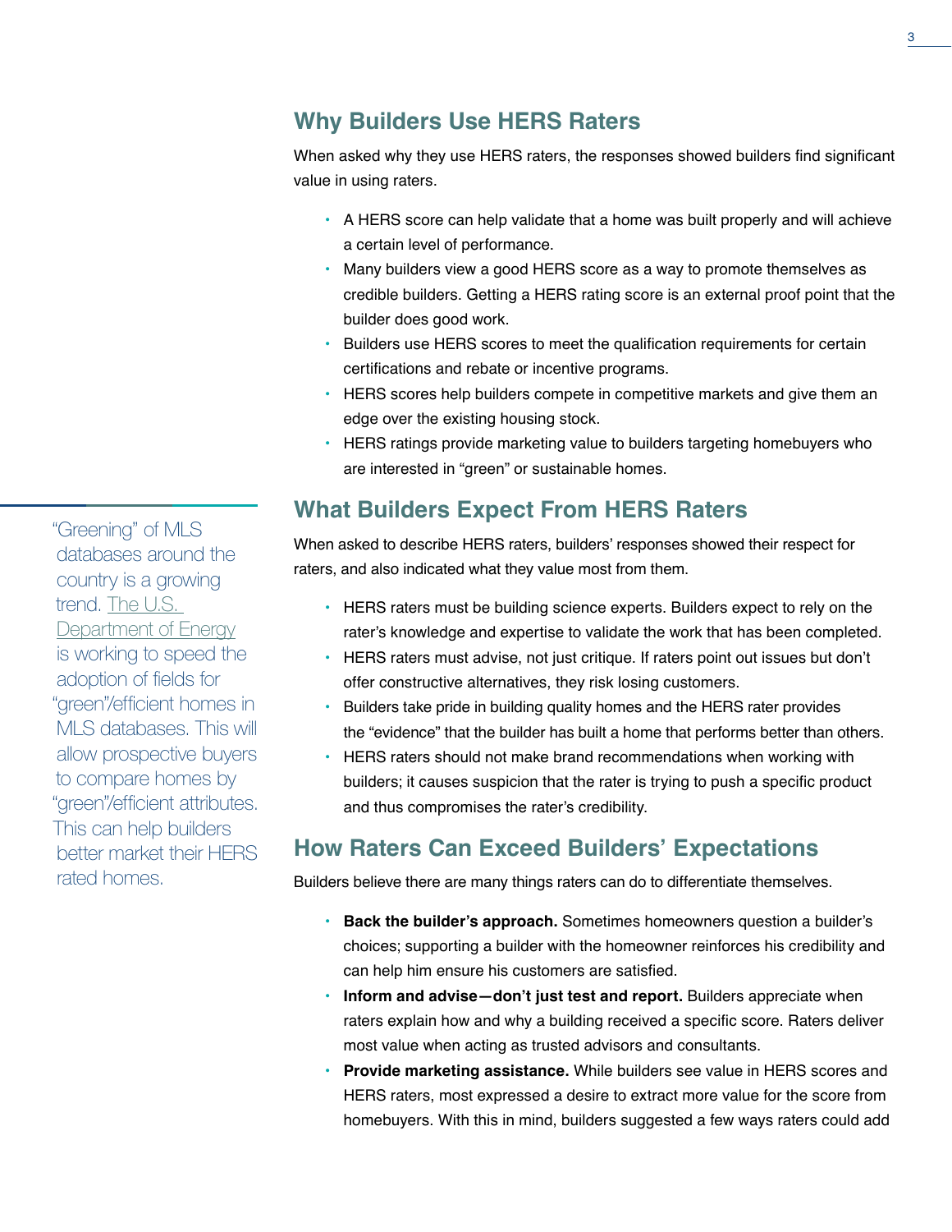## Why Builders Use HERS Raters

When asked why they use HERS raters, the responses showed builders find significant value in using raters.

- A HERS score can help validate that a home was built properly and will achieve a certain level of performance.
- Many builders view a good HERS score as a way to promote themselves as credible builders. Getting a HERS rating score is an external proof point that the builder does good work.
- Builders use HERS scores to meet the qualification requirements for certain certifications and rebate or incentive programs.
- HERS scores help builders compete in competitive markets and give them an edge over the existing housing stock.
- HERS ratings provide marketing value to builders targeting homebuyers who are interested in "green" or sustainable homes.

## What Builders Expect From HERS Raters

When asked to describe HERS raters, builders' responses showed their respect for raters, and also indicated what they value most from them.

- HERS raters must be building science experts. Builders expect to rely on the rater's knowledge and expertise to validate the work that has been completed.
- HERS raters must advise, not just critique. If raters point out issues but don't offer constructive alternatives, they risk losing customers.
- Builders take pride in building quality homes and the HERS rater provides the "evidence" that the builder has built a home that performs better than others.
- HERS raters should not make brand recommendations when working with builders; it causes suspicion that the rater is trying to push a specific product and thus compromises the rater's credibility.

"Greening" of MLS databases around the country is a growing trend. The U.S. Department of Energy is working to speed the adoption of fields for "green"/efficient homes in MLS databases. This will allow prospective buyers to compare homes by "green"/efficient attributes. This can help builders better market their HERS rated homes.

## How Raters Can Exceed Builders' Expectations

Builders believe there are many things raters can do to differentiate themselves.

- **Back the builder's approach.** Sometimes homeowners question a builder's choices; supporting a builder with the homeowner reinforces his credibility and can help him ensure his customers are satisfied.
- **Inform and advise—don't just test and report.** Builders appreciate when raters explain how and why a building received a specific score. Raters deliver most value when acting as trusted advisors and consultants.
- **Provide marketing assistance.** While builders see value in HERS scores and HERS raters, most expressed a desire to extract more value for the score from homebuyers. With this in mind, builders suggested a few ways raters could add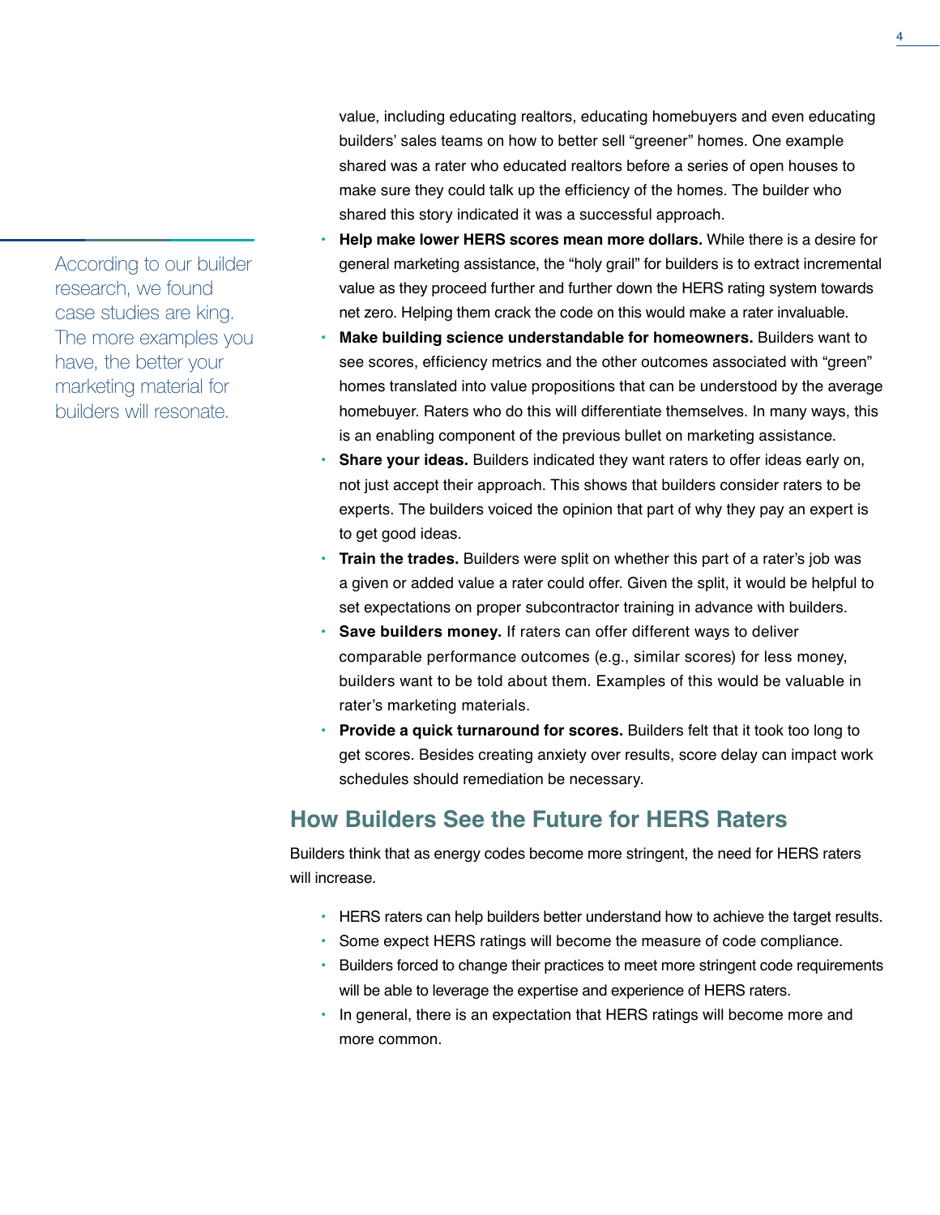value, including educating realtors, educating homebuyers and even educating builders' sales teams on how to better sell "greener" homes. One example shared was a rater who educated realtors before a series of open houses to make sure they could talk up the efficiency of the homes. The builder who shared this story indicated it was a successful approach.

> According to our builder research, we found case studies are king. The more examples you have, the better your marketing material for builders will resonate.

- **Help make lower HERS scores mean more dollars.** While there is a desire for general marketing assistance, the "holy grail" for builders is to extract incremental value as they proceed further and further down the HERS rating system towards net zero. Helping them crack the code on this would make a rater invaluable.
- **Make building science understandable for homeowners.** Builders want to see scores, efficiency metrics and the other outcomes associated with "green" homes translated into value propositions that can be understood by the average homebuyer. Raters who do this will differentiate themselves. In many ways, this is an enabling component of the previous bullet on marketing assistance.
- **Share your ideas.** Builders indicated they want raters to offer ideas early on, not just accept their approach. This shows that builders consider raters to be experts. The builders voiced the opinion that part of why they pay an expert is to get good ideas.
- **Train the trades.** Builders were split on whether this part of a rater's job was a given or added value a rater could offer. Given the split, it would be helpful to set expectations on proper subcontractor training in advance with builders.
- **Save builders money.** If raters can offer different ways to deliver comparable performance outcomes (e.g., similar scores) for less money, builders want to be told about them. Examples of this would be valuable in rater's marketing materials.
- **Provide a quick turnaround for scores.** Builders felt that it took too long to get scores. Besides creating anxiety over results, score delay can impact work schedules should remediation be necessary.

## How Builders See the Future for HERS Raters

Builders think that as energy codes become more stringent, the need for HERS raters will increase.

- HERS raters can help builders better understand how to achieve the target results.
- Some expect HERS ratings will become the measure of code compliance.
- Builders forced to change their practices to meet more stringent code requirements will be able to leverage the expertise and experience of HERS raters.
- In general, there is an expectation that HERS ratings will become more and more common.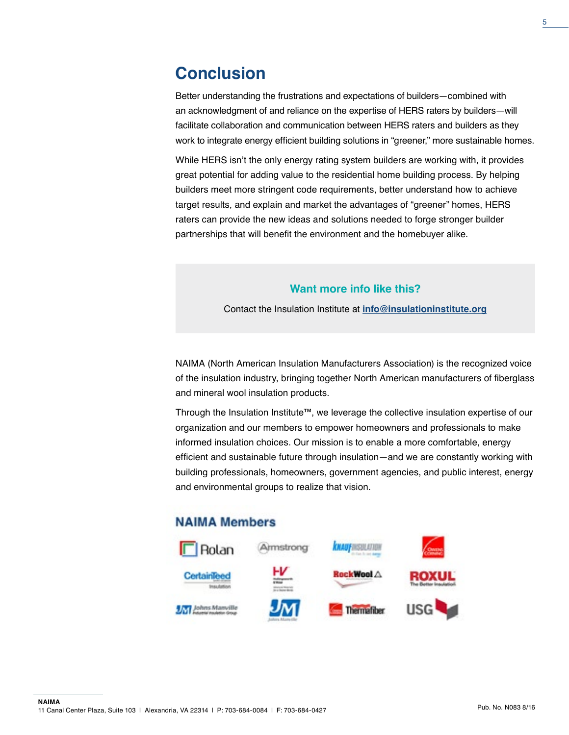# Conclusion

Better understanding the frustrations and expectations of builders—combined with an acknowledgment of and reliance on the expertise of HERS raters by builders—will facilitate collaboration and communication between HERS raters and builders as they work to integrate energy efficient building solutions in "greener," more sustainable homes.

While HERS isn't the only energy rating system builders are working with, it provides great potential for adding value to the residential home building process. By helping builders meet more stringent code requirements, better understand how to achieve target results, and explain and market the advantages of "greener" homes, HERS raters can provide the new ideas and solutions needed to forge stronger builder partnerships that will benefit the environment and the homebuyer alike.

**Want more info like this?**

Contact the Insulation Institute at **info@insulationinstitute.org**

NAIMA (North American Insulation Manufacturers Association) is the recognized voice of the insulation industry, bringing together North American manufacturers of fiberglass and mineral wool insulation products.

Through the Insulation Institute™, we leverage the collective insulation expertise of our organization and our members to empower homeowners and professionals to make informed insulation choices. Our mission is to enable a more comfortable, energy efficient and sustainable future through insulation—and we are constantly working with building professionals, homeowners, government agencies, and public interest, energy and environmental groups to realize that vision.

## NAIMA Members

Rolan, Armstrong, Knauf Insulation, Owens Corning, CertainTeed, HV, RockWool, ROXUL, Johns Manville, JM, Thermafiber, USG

**NAIMA**
11 Canal Center Plaza, Suite 103 | Alexandria, VA 22314 | P: 703-684-0084 | F: 703-684-0427

Pub. No. N083 8/16